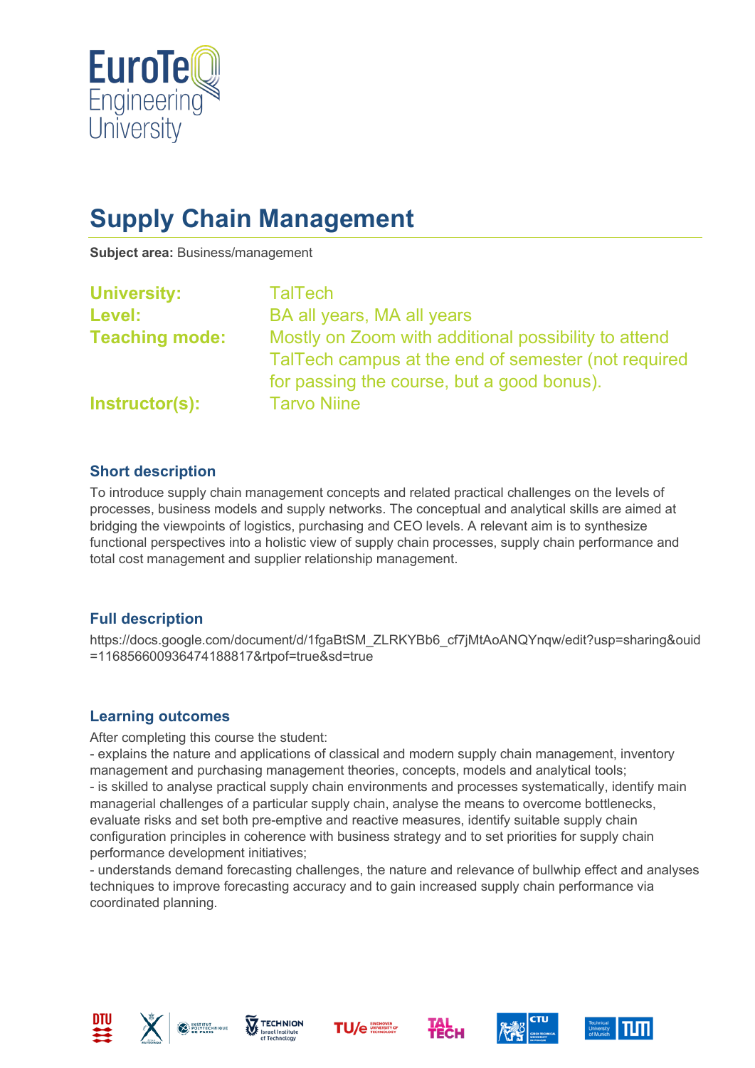# Supply Chain Management

**Subject area:** Business/management

**University:** TalTech
**Level:** BA all years, MA all years
**Teaching mode:** Mostly on Zoom with additional possibility to attend TalTech campus at the end of semester (not required for passing the course, but a good bonus).
**Instructor(s):** Tarvo Niine

## Short description

To introduce supply chain management concepts and related practical challenges on the levels of processes, business models and supply networks. The conceptual and analytical skills are aimed at bridging the viewpoints of logistics, purchasing and CEO levels. A relevant aim is to synthesize functional perspectives into a holistic view of supply chain processes, supply chain performance and total cost management and supplier relationship management.

## Full description

https://docs.google.com/document/d/1fgaBtSM_ZLRKYBb6_cf7jMtAoANQYnqw/edit?usp=sharing&ouid=116856600936474188817&rtpof=true&sd=true

## Learning outcomes

After completing this course the student:

- explains the nature and applications of classical and modern supply chain management, inventory management and purchasing management theories, concepts, models and analytical tools;
- is skilled to analyse practical supply chain environments and processes systematically, identify main managerial challenges of a particular supply chain, analyse the means to overcome bottlenecks, evaluate risks and set both pre-emptive and reactive measures, identify suitable supply chain configuration principles in coherence with business strategy and to set priorities for supply chain performance development initiatives;
- understands demand forecasting challenges, the nature and relevance of bullwhip effect and analyses techniques to improve forecasting accuracy and to gain increased supply chain performance via coordinated planning.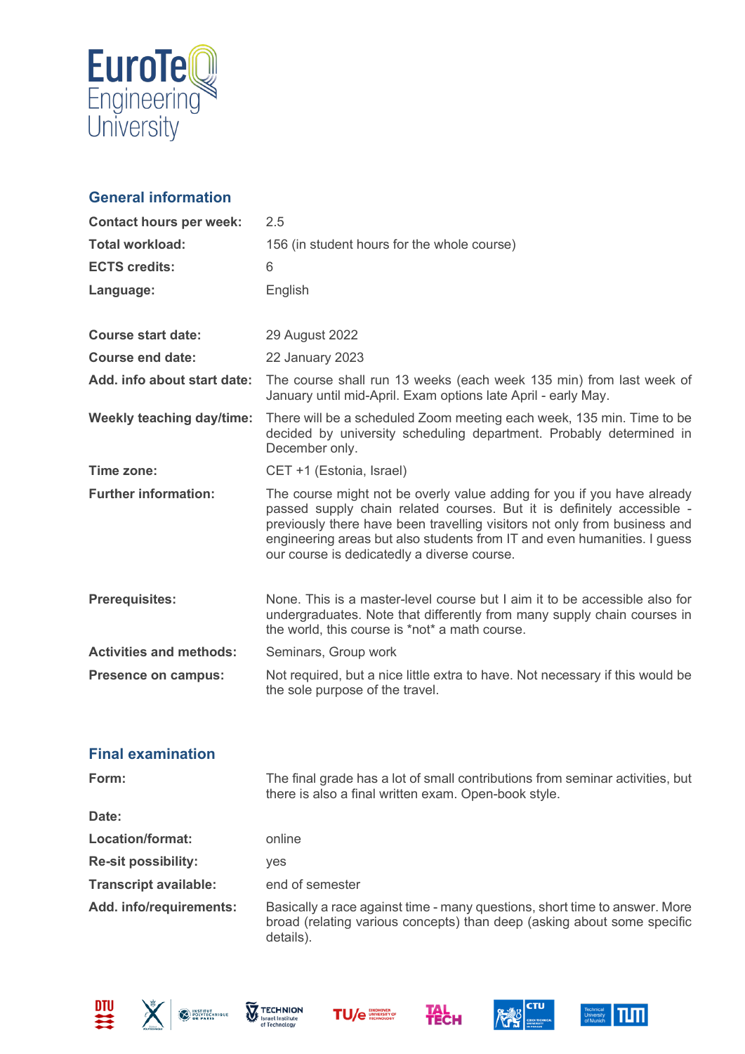## General information

| | |
|---|---|
| **Contact hours per week:** | 2.5 |
| **Total workload:** | 156 (in student hours for the whole course) |
| **ECTS credits:** | 6 |
| **Language:** | English |
| **Course start date:** | 29 August 2022 |
| **Course end date:** | 22 January 2023 |
| **Add. info about start date:** | The course shall run 13 weeks (each week 135 min) from last week of January until mid-April. Exam options late April - early May. |
| **Weekly teaching day/time:** | There will be a scheduled Zoom meeting each week, 135 min. Time to be decided by university scheduling department. Probably determined in December only. |
| **Time zone:** | CET +1 (Estonia, Israel) |
| **Further information:** | The course might not be overly value adding for you if you have already passed supply chain related courses. But it is definitely accessible - previously there have been travelling visitors not only from business and engineering areas but also students from IT and even humanities. I guess our course is dedicatedly a diverse course. |
| **Prerequisites:** | None. This is a master-level course but I aim it to be accessible also for undergraduates. Note that differently from many supply chain courses in the world, this course is *not* a math course. |
| **Activities and methods:** | Seminars, Group work |
| **Presence on campus:** | Not required, but a nice little extra to have. Not necessary if this would be the sole purpose of the travel. |

## Final examination

| | |
|---|---|
| **Form:** | The final grade has a lot of small contributions from seminar activities, but there is also a final written exam. Open-book style. |
| **Date:** | |
| **Location/format:** | online |
| **Re-sit possibility:** | yes |
| **Transcript available:** | end of semester |
| **Add. info/requirements:** | Basically a race against time - many questions, short time to answer. More broad (relating various concepts) than deep (asking about some specific details). |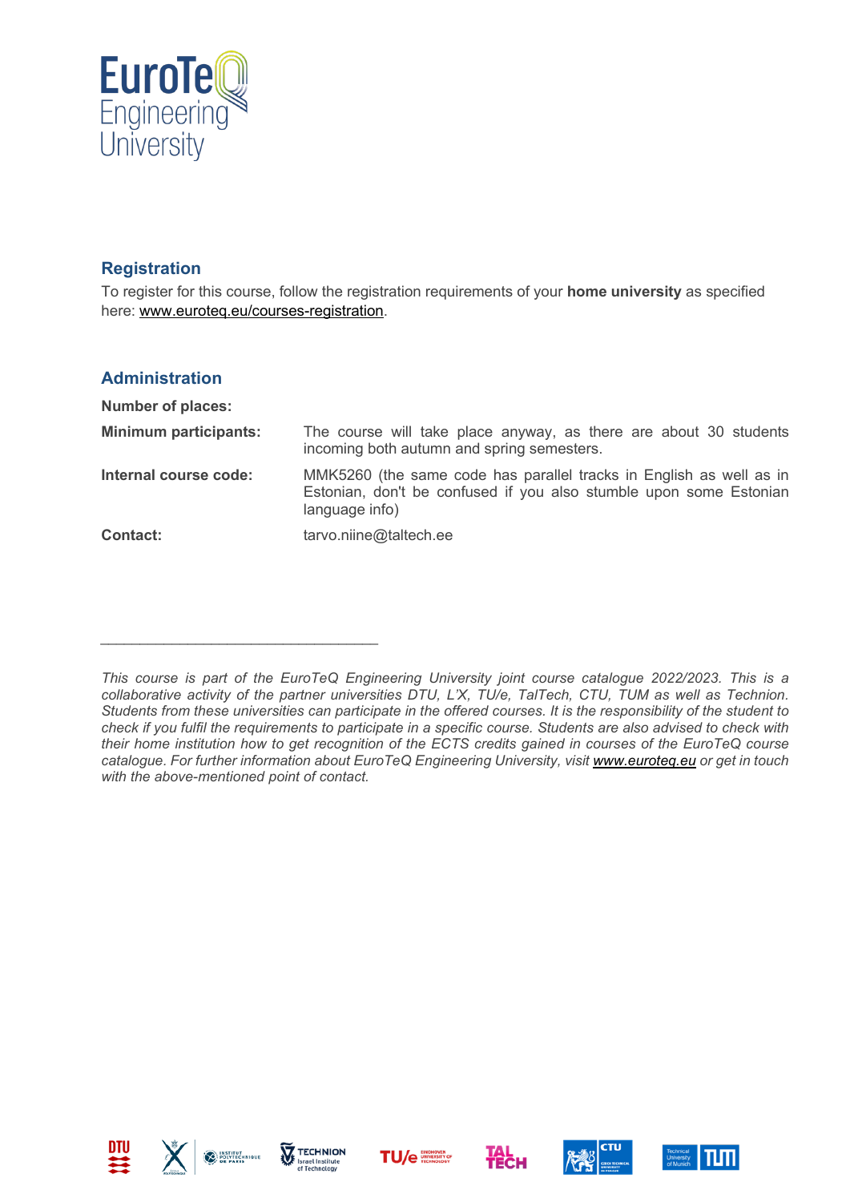## Registration

To register for this course, follow the registration requirements of your **home university** as specified here: www.euroteq.eu/courses-registration.

## Administration

| | |
|---|---|
| **Number of places:** | |
| **Minimum participants:** | The course will take place anyway, as there are about 30 students incoming both autumn and spring semesters. |
| **Internal course code:** | MMK5260 (the same code has parallel tracks in English as well as in Estonian, don't be confused if you also stumble upon some Estonian language info) |
| **Contact:** | tarvo.niine@taltech.ee |

---

*This course is part of the EuroTeQ Engineering University joint course catalogue 2022/2023. This is a collaborative activity of the partner universities DTU, L'X, TU/e, TalTech, CTU, TUM as well as Technion. Students from these universities can participate in the offered courses. It is the responsibility of the student to check if you fulfil the requirements to participate in a specific course. Students are also advised to check with their home institution how to get recognition of the ECTS credits gained in courses of the EuroTeQ course catalogue. For further information about EuroTeQ Engineering University, visit www.euroteq.eu or get in touch with the above-mentioned point of contact.*